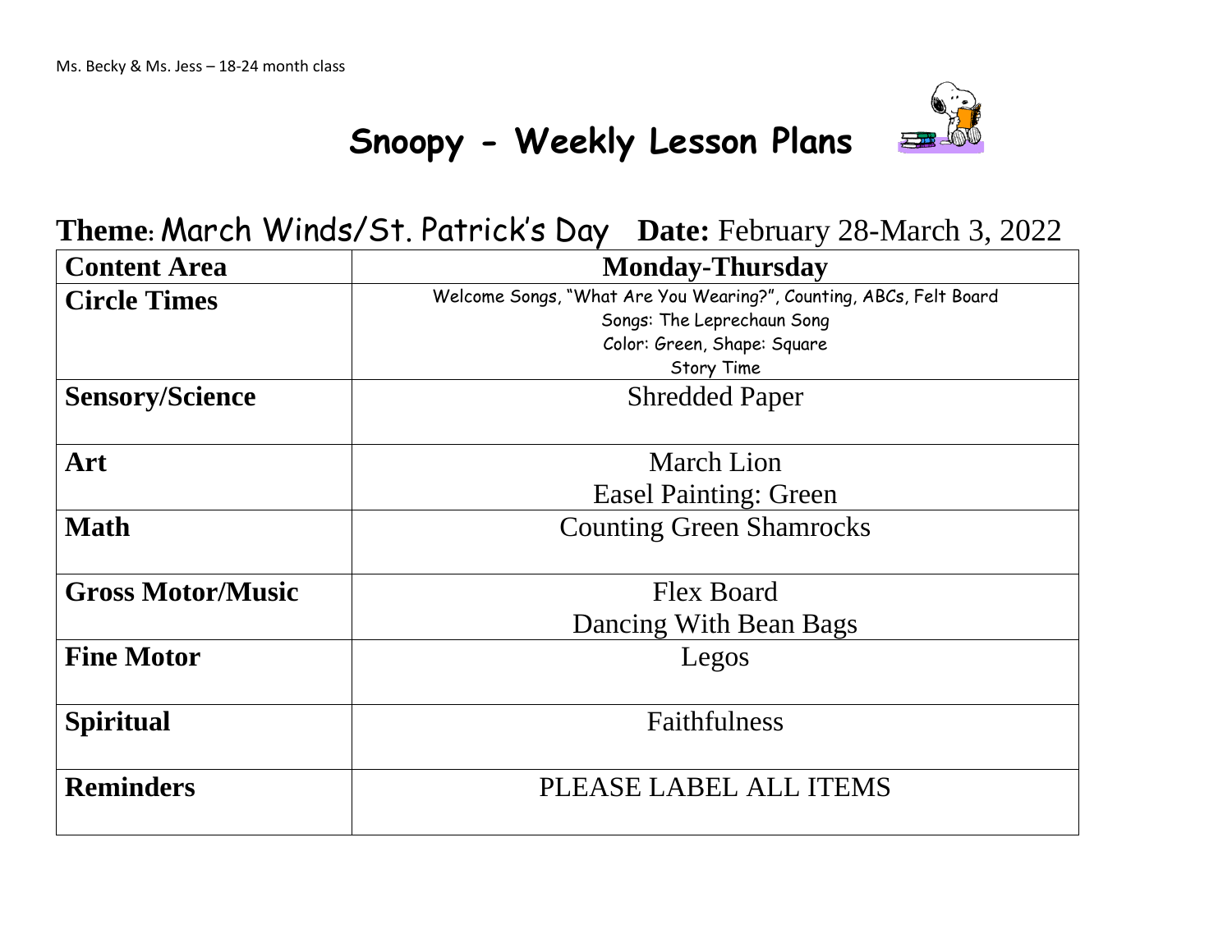Ms. Becky & Ms. Jess – 18-24 month class

# Snoopy - Weekly Lesson Plans

**Theme:** March Winds/St. Patrick's Day **Date:** February 28-March 3, 2022

| Content Area | Monday-Thursday |
|---|---|
| **Circle Times** | Welcome Songs, "What Are You Wearing?", Counting, ABCs, Felt Board<br>Songs: The Leprechaun Song<br>Color: Green, Shape: Square<br>Story Time |
| **Sensory/Science** | Shredded Paper |
| **Art** | March Lion<br>Easel Painting: Green |
| **Math** | Counting Green Shamrocks |
| **Gross Motor/Music** | Flex Board<br>Dancing With Bean Bags |
| **Fine Motor** | Legos |
| **Spiritual** | Faithfulness |
| **Reminders** | PLEASE LABEL ALL ITEMS |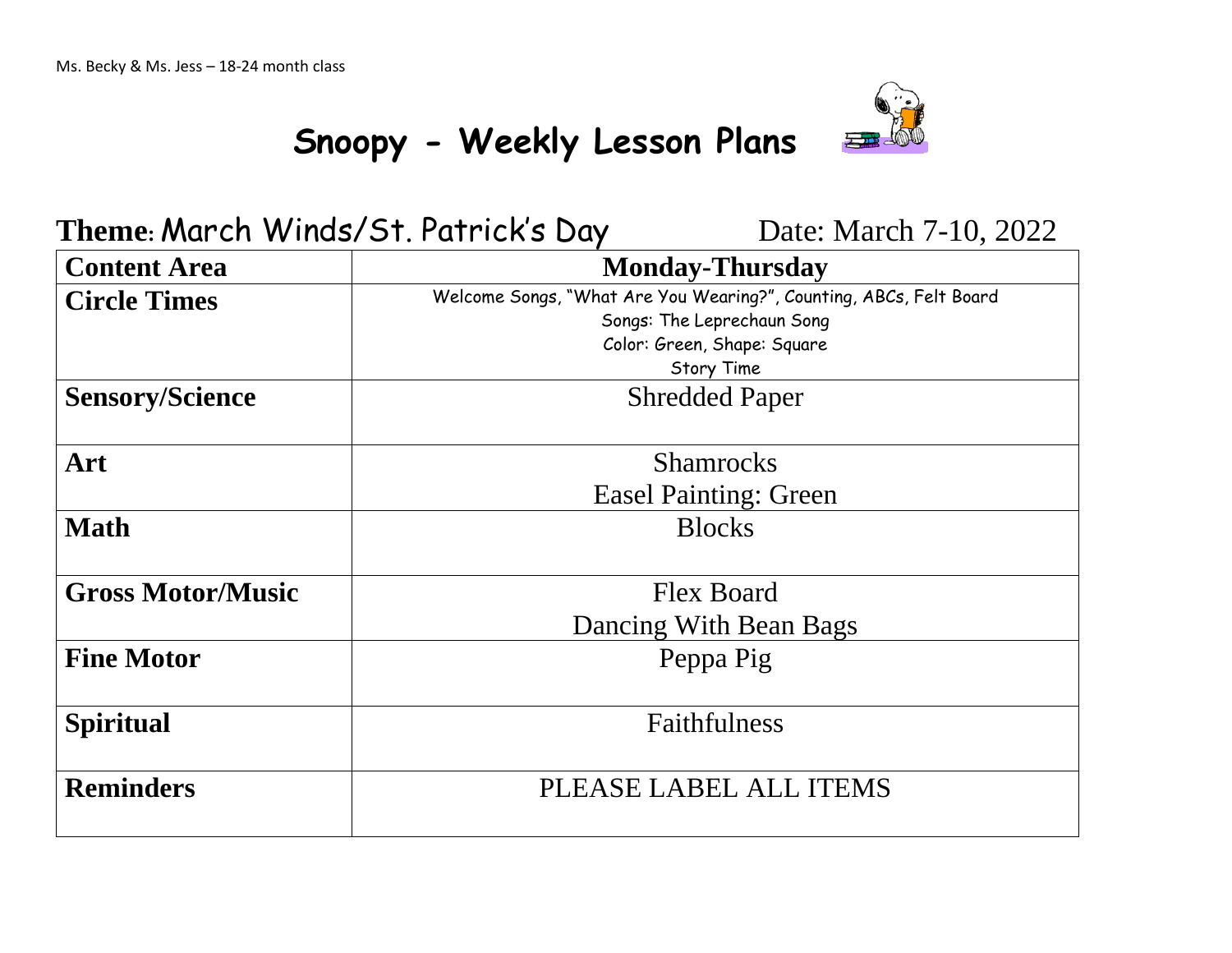Ms. Becky & Ms. Jess – 18-24 month class

# Snoopy - Weekly Lesson Plans

**Theme:** March Winds/St. Patrick's Day Date: March 7-10, 2022

| **Content Area** | **Monday-Thursday** |
|---|---|
| **Circle Times** | Welcome Songs, "What Are You Wearing?", Counting, ABCs, Felt Board<br>Songs: The Leprechaun Song<br>Color: Green, Shape: Square<br>Story Time |
| **Sensory/Science** | Shredded Paper |
| **Art** | Shamrocks<br>Easel Painting: Green |
| **Math** | Blocks |
| **Gross Motor/Music** | Flex Board<br>Dancing With Bean Bags |
| **Fine Motor** | Peppa Pig |
| **Spiritual** | Faithfulness |
| **Reminders** | PLEASE LABEL ALL ITEMS |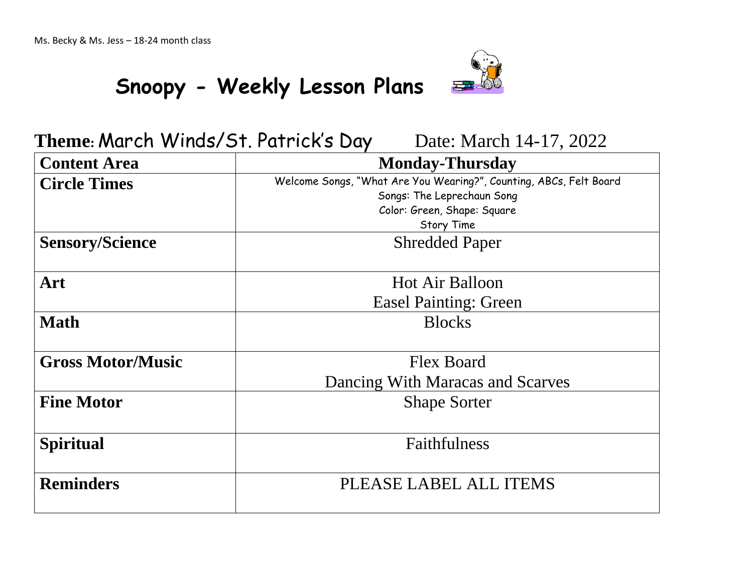Ms. Becky & Ms. Jess – 18-24 month class

# Snoopy - Weekly Lesson Plans

**Theme:** March Winds/St. Patrick's Day Date: March 14-17, 2022

| **Content Area** | **Monday-Thursday** |
|---|---|
| **Circle Times** | Welcome Songs, "What Are You Wearing?", Counting, ABCs, Felt Board<br>Songs: The Leprechaun Song<br>Color: Green, Shape: Square<br>Story Time |
| **Sensory/Science** | Shredded Paper |
| **Art** | Hot Air Balloon<br>Easel Painting: Green |
| **Math** | Blocks |
| **Gross Motor/Music** | Flex Board<br>Dancing With Maracas and Scarves |
| **Fine Motor** | Shape Sorter |
| **Spiritual** | Faithfulness |
| **Reminders** | PLEASE LABEL ALL ITEMS |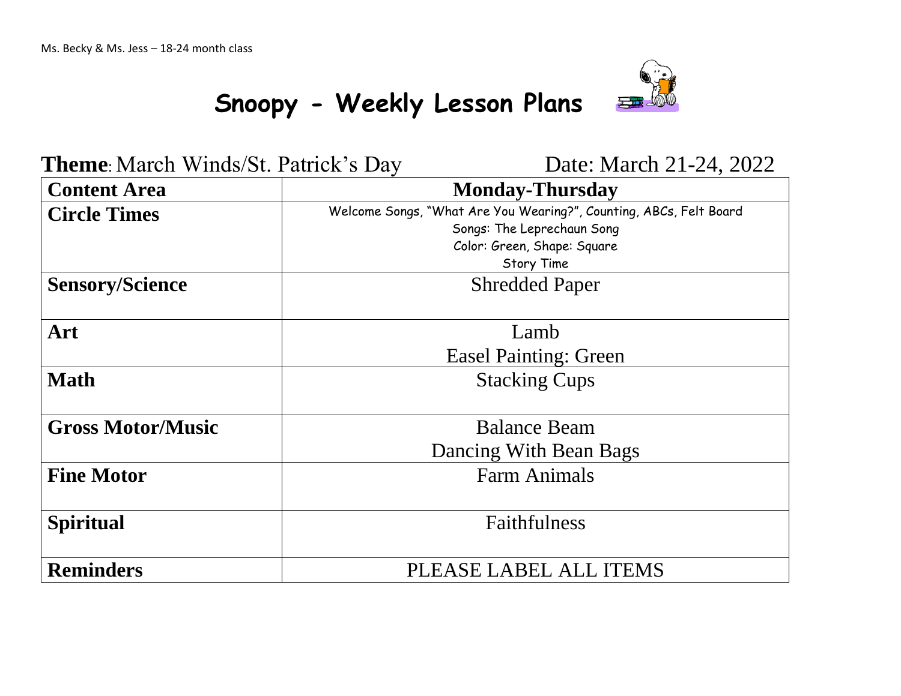Ms. Becky & Ms. Jess – 18-24 month class

# Snoopy - Weekly Lesson Plans

**Theme**: March Winds/St. Patrick's Day Date: March 21-24, 2022

| **Content Area** | **Monday-Thursday** |
|---|---|
| **Circle Times** | Welcome Songs, "What Are You Wearing?", Counting, ABCs, Felt Board<br>Songs: The Leprechaun Song<br>Color: Green, Shape: Square<br>Story Time |
| **Sensory/Science** | Shredded Paper |
| **Art** | Lamb<br>Easel Painting: Green |
| **Math** | Stacking Cups |
| **Gross Motor/Music** | Balance Beam<br>Dancing With Bean Bags |
| **Fine Motor** | Farm Animals |
| **Spiritual** | Faithfulness |
| **Reminders** | PLEASE LABEL ALL ITEMS |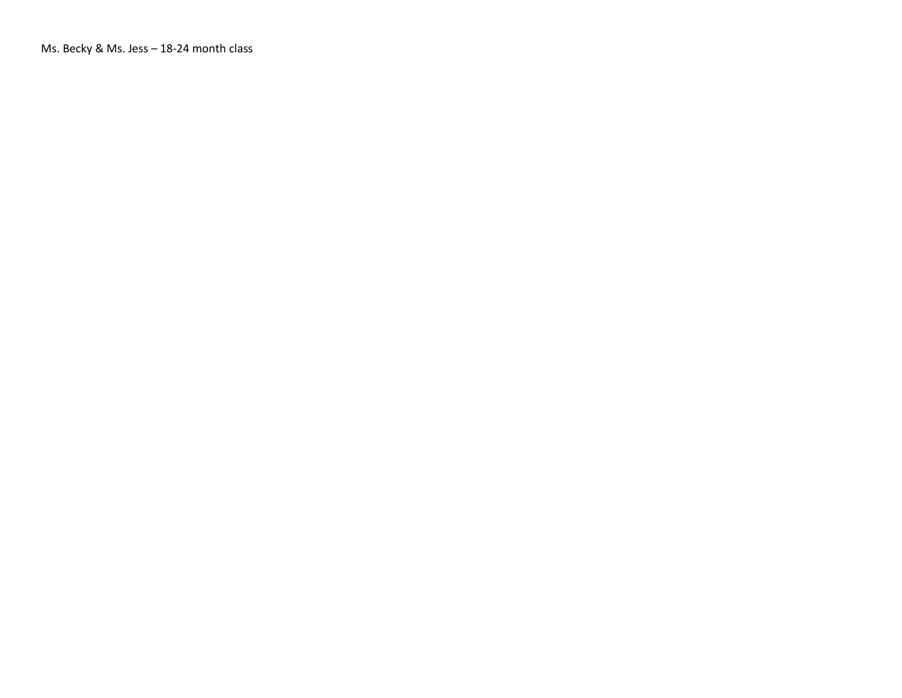Ms. Becky & Ms. Jess – 18-24 month class